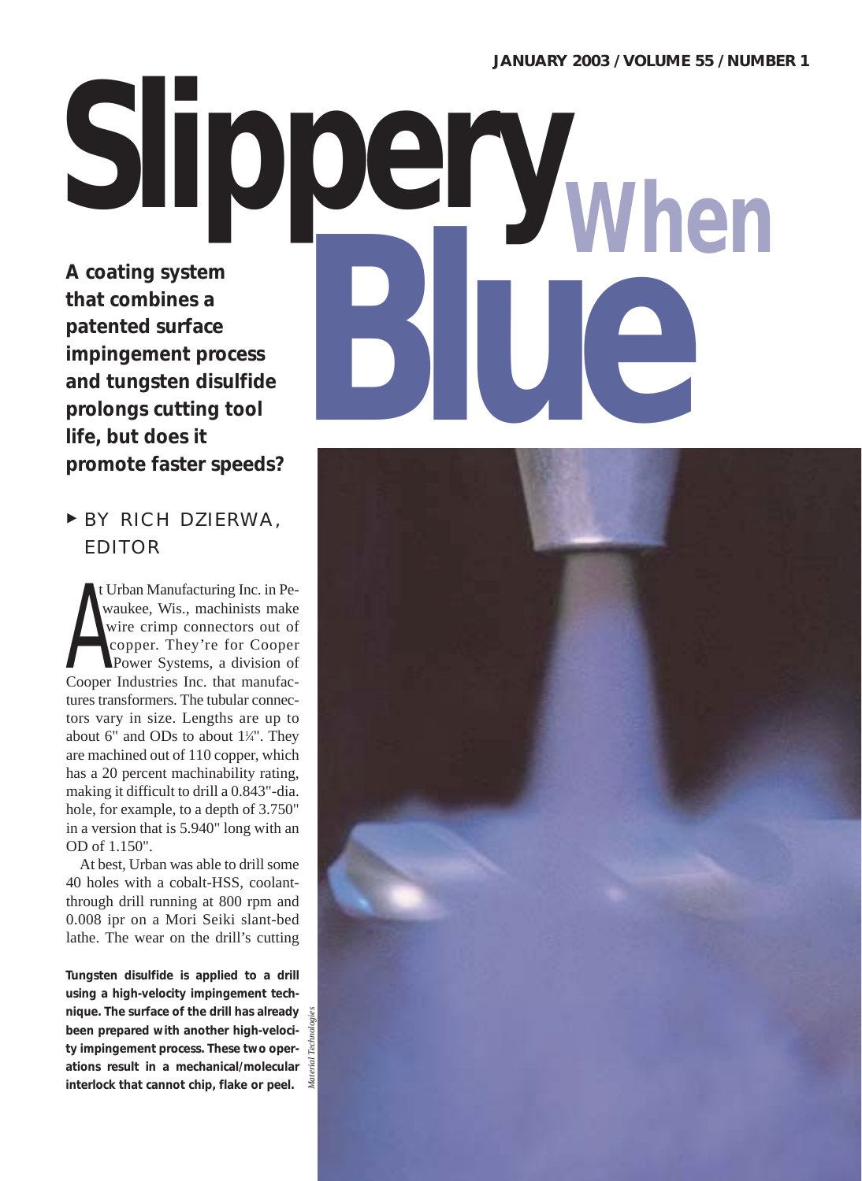# Slippery When Blue

**A coating system that combines a patented surface impingement process and tungsten disulfide prolongs cutting tool life, but does it promote faster speeds?**

▸ BY RICH DZIERWA, EDITOR

At Urban Manufacturing Inc. in Pewaukee, Wis., machinists make wire crimp connectors out of copper. They're for Cooper Power Systems, a division of Cooper Industries Inc. that manufactures transformers. The tubular connectors vary in size. Lengths are up to about 6" and ODs to about 1¼". They are machined out of 110 copper, which has a 20 percent machinability rating, making it difficult to drill a 0.843"-dia. hole, for example, to a depth of 3.750" in a version that is 5.940" long with an OD of 1.150".

At best, Urban was able to drill some 40 holes with a cobalt-HSS, coolant-through drill running at 800 rpm and 0.008 ipr on a Mori Seiki slant-bed lathe. The wear on the drill's cutting

**Tungsten disulfide is applied to a drill using a high-velocity impingement technique. The surface of the drill has already been prepared with another high-velocity impingement process. These two operations result in a mechanical/molecular interlock that cannot chip, flake or peel.**

*Material Technologies*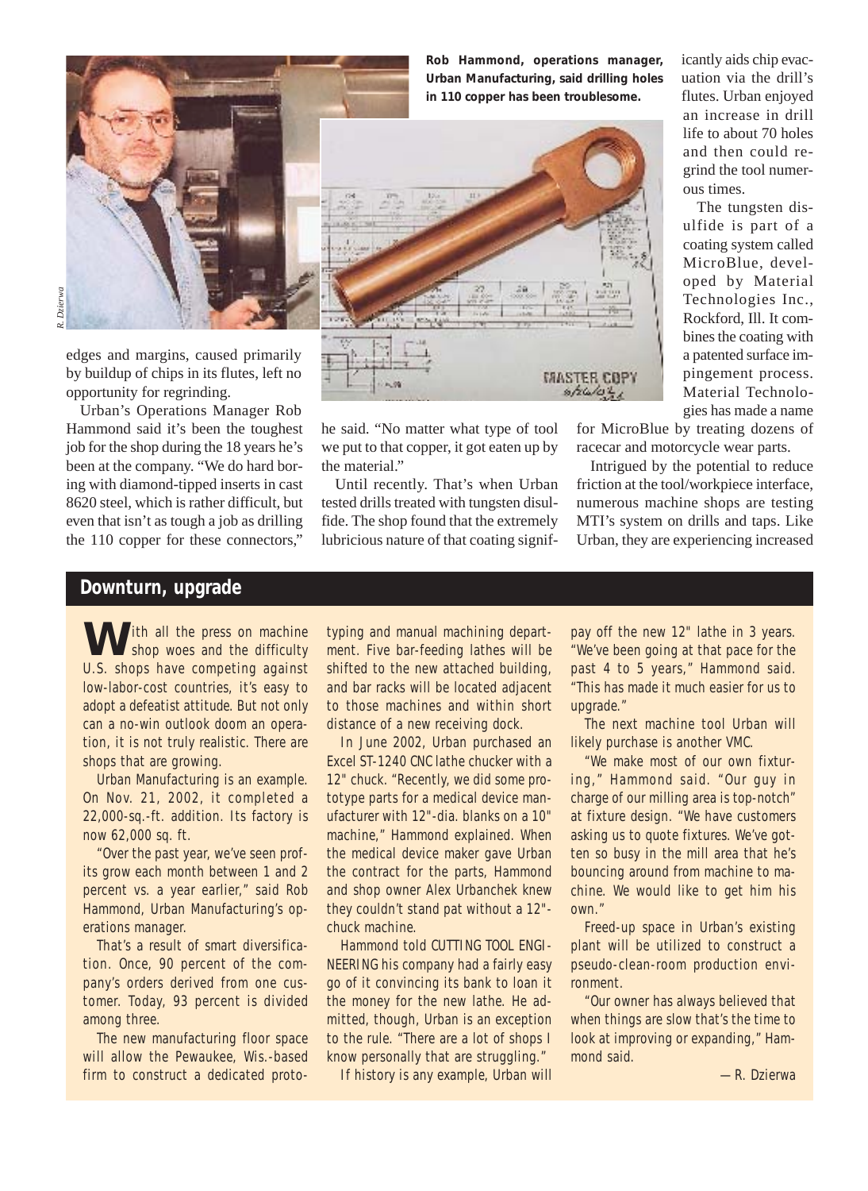Rob Hammond, operations manager, Urban Manufacturing, said drilling holes in 110 copper has been troublesome.

edges and margins, caused primarily by buildup of chips in its flutes, left no opportunity for regrinding.

Urban's Operations Manager Rob Hammond said it's been the toughest job for the shop during the 18 years he's been at the company. "We do hard boring with diamond-tipped inserts in cast 8620 steel, which is rather difficult, but even that isn't as tough a job as drilling the 110 copper for these connectors," he said. "No matter what type of tool we put to that copper, it got eaten up by the material."

Until recently. That's when Urban tested drills treated with tungsten disulfide. The shop found that the extremely lubricious nature of that coating significantly aids chip evacuation via the drill's flutes. Urban enjoyed an increase in drill life to about 70 holes and then could regrind the tool numerous times.

The tungsten disulfide is part of a coating system called MicroBlue, developed by Material Technologies Inc., Rockford, Ill. It combines the coating with a patented surface impingement process. Material Technologies has made a name for MicroBlue by treating dozens of racecar and motorcycle wear parts.

Intrigued by the potential to reduce friction at the tool/workpiece interface, numerous machine shops are testing MTI's system on drills and taps. Like Urban, they are experiencing increased

## Downturn, upgrade

With all the press on machine shop woes and the difficulty U.S. shops have competing against low-labor-cost countries, it's easy to adopt a defeatist attitude. But not only can a no-win outlook doom an operation, it is not truly realistic. There are shops that are growing.

Urban Manufacturing is an example. On Nov. 21, 2002, it completed a 22,000-sq.-ft. addition. Its factory is now 62,000 sq. ft.

"Over the past year, we've seen profits grow each month between 1 and 2 percent vs. a year earlier," said Rob Hammond, Urban Manufacturing's operations manager.

That's a result of smart diversification. Once, 90 percent of the company's orders derived from one customer. Today, 93 percent is divided among three.

The new manufacturing floor space will allow the Pewaukee, Wis.-based firm to construct a dedicated prototyping and manual machining department. Five bar-feeding lathes will be shifted to the new attached building, and bar racks will be located adjacent to those machines and within short distance of a new receiving dock.

In June 2002, Urban purchased an Excel ST-1240 CNC lathe chucker with a 12" chuck. "Recently, we did some prototype parts for a medical device manufacturer with 12"-dia. blanks on a 10" machine," Hammond explained. When the medical device maker gave Urban the contract for the parts, Hammond and shop owner Alex Urbanchek knew they couldn't stand pat without a 12"-chuck machine.

Hammond told CUTTING TOOL ENGINEERING his company had a fairly easy go of it convincing its bank to loan it the money for the new lathe. He admitted, though, Urban is an exception to the rule. "There are a lot of shops I know personally that are struggling."

If history is any example, Urban will pay off the new 12" lathe in 3 years. "We've been going at that pace for the past 4 to 5 years," Hammond said. "This has made it much easier for us to upgrade."

The next machine tool Urban will likely purchase is another VMC.

"We make most of our own fixturing," Hammond said. "Our guy in charge of our milling area is top-notch" at fixture design. "We have customers asking us to quote fixtures. We've gotten so busy in the mill area that he's bouncing around from machine to machine. We would like to get him his own."

Freed-up space in Urban's existing plant will be utilized to construct a pseudo-clean-room production environment.

"Our owner has always believed that when things are slow that's the time to look at improving or expanding," Hammond said.

—R. Dzierwa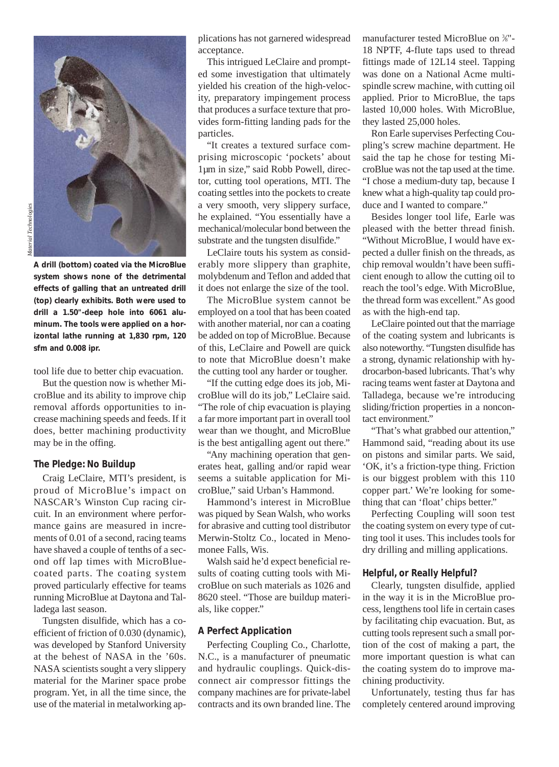A drill (bottom) coated via the MicroBlue system shows none of the detrimental effects of galling that an untreated drill (top) clearly exhibits. Both were used to drill a 1.50"-deep hole into 6061 aluminum. The tools were applied on a horizontal lathe running at 1,830 rpm, 120 sfm and 0.008 ipr.

tool life due to better chip evacuation.

But the question now is whether MicroBlue and its ability to improve chip removal affords opportunities to increase machining speeds and feeds. If it does, better machining productivity may be in the offing.

### The Pledge: No Buildup

Craig LeClaire, MTI's president, is proud of MicroBlue's impact on NASCAR's Winston Cup racing circuit. In an environment where performance gains are measured in increments of 0.01 of a second, racing teams have shaved a couple of tenths of a second off lap times with MicroBlue-coated parts. The coating system proved particularly effective for teams running MicroBlue at Daytona and Talladega last season.

Tungsten disulfide, which has a coefficient of friction of 0.030 (dynamic), was developed by Stanford University at the behest of NASA in the '60s. NASA scientists sought a very slippery material for the Mariner space probe program. Yet, in all the time since, the use of the material in metalworking applications has not garnered widespread acceptance.

This intrigued LeClaire and prompted some investigation that ultimately yielded his creation of the high-velocity, preparatory impingement process that produces a surface texture that provides form-fitting landing pads for the particles.

"It creates a textured surface comprising microscopic 'pockets' about 1µm in size," said Robb Powell, director, cutting tool operations, MTI. The coating settles into the pockets to create a very smooth, very slippery surface, he explained. "You essentially have a mechanical/molecular bond between the substrate and the tungsten disulfide."

LeClaire touts his system as considerably more slippery than graphite, molybdenum and Teflon and added that it does not enlarge the size of the tool.

The MicroBlue system cannot be employed on a tool that has been coated with another material, nor can a coating be added on top of MicroBlue. Because of this, LeClaire and Powell are quick to note that MicroBlue doesn't make the cutting tool any harder or tougher.

"If the cutting edge does its job, MicroBlue will do its job," LeClaire said. "The role of chip evacuation is playing a far more important part in overall tool wear than we thought, and MicroBlue is the best antigalling agent out there."

"Any machining operation that generates heat, galling and/or rapid wear seems a suitable application for MicroBlue," said Urban's Hammond.

Hammond's interest in MicroBlue was piqued by Sean Walsh, who works for abrasive and cutting tool distributor Merwin-Stoltz Co., located in Menomonee Falls, Wis.

Walsh said he'd expect beneficial results of coating cutting tools with MicroBlue on such materials as 1026 and 8620 steel. "Those are buildup materials, like copper."

### A Perfect Application

Perfecting Coupling Co., Charlotte, N.C., is a manufacturer of pneumatic and hydraulic couplings. Quick-disconnect air compressor fittings the company machines are for private-label contracts and its own branded line. The manufacturer tested MicroBlue on ⅜"-18 NPTF, 4-flute taps used to thread fittings made of 12L14 steel. Tapping was done on a National Acme multispindle screw machine, with cutting oil applied. Prior to MicroBlue, the taps lasted 10,000 holes. With MicroBlue, they lasted 25,000 holes.

Ron Earle supervises Perfecting Coupling's screw machine department. He said the tap he chose for testing MicroBlue was not the tap used at the time. "I chose a medium-duty tap, because I knew what a high-quality tap could produce and I wanted to compare."

Besides longer tool life, Earle was pleased with the better thread finish. "Without MicroBlue, I would have expected a duller finish on the threads, as chip removal wouldn't have been sufficient enough to allow the cutting oil to reach the tool's edge. With MicroBlue, the thread form was excellent." As good as with the high-end tap.

LeClaire pointed out that the marriage of the coating system and lubricants is also noteworthy. "Tungsten disulfide has a strong, dynamic relationship with hydrocarbon-based lubricants. That's why racing teams went faster at Daytona and Talladega, because we're introducing sliding/friction properties in a noncontact environment."

"That's what grabbed our attention," Hammond said, "reading about its use on pistons and similar parts. We said, 'OK, it's a friction-type thing. Friction is our biggest problem with this 110 copper part.' We're looking for something that can 'float' chips better."

Perfecting Coupling will soon test the coating system on every type of cutting tool it uses. This includes tools for dry drilling and milling applications.

### Helpful, or Really Helpful?

Clearly, tungsten disulfide, applied in the way it is in the MicroBlue process, lengthens tool life in certain cases by facilitating chip evacuation. But, as cutting tools represent such a small portion of the cost of making a part, the more important question is what can the coating system do to improve machining productivity.

Unfortunately, testing thus far has completely centered around improving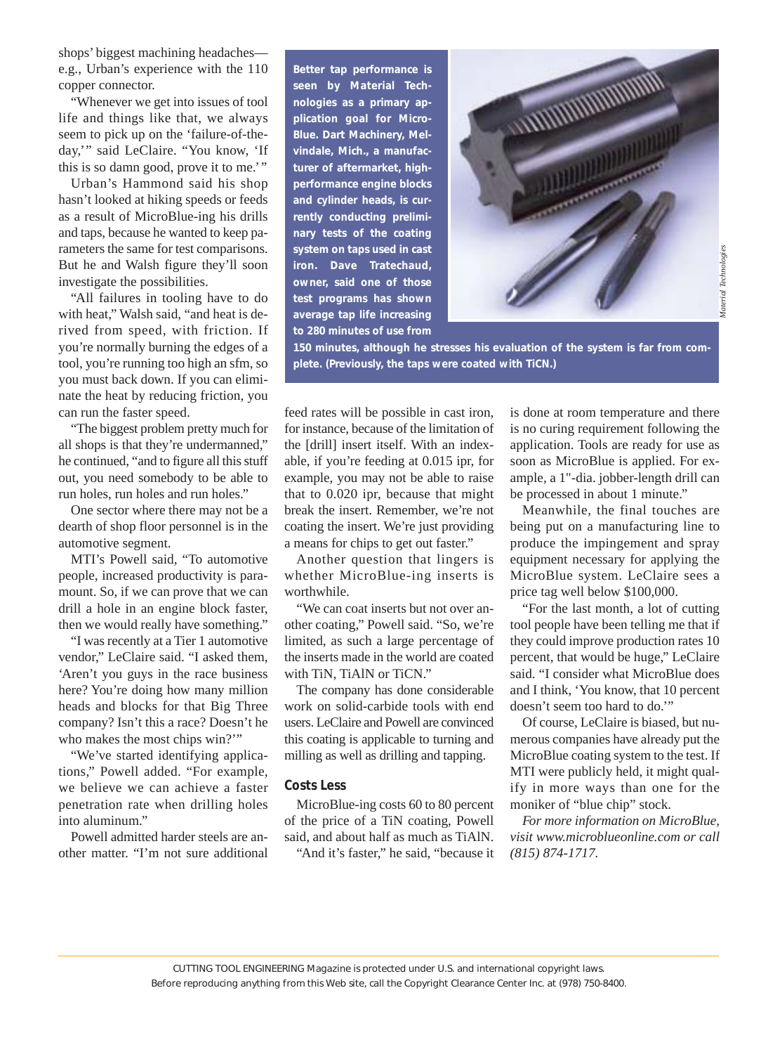shops' biggest machining headaches—e.g., Urban's experience with the 110 copper connector.

"Whenever we get into issues of tool life and things like that, we always seem to pick up on the 'failure-of-the-day,'" said LeClaire. "You know, 'If this is so damn good, prove it to me.'"

Urban's Hammond said his shop hasn't looked at hiking speeds or feeds as a result of MicroBlue-ing his drills and taps, because he wanted to keep parameters the same for test comparisons. But he and Walsh figure they'll soon investigate the possibilities.

"All failures in tooling have to do with heat," Walsh said, "and heat is derived from speed, with friction. If you're normally burning the edges of a tool, you're running too high an sfm, so you must back down. If you can eliminate the heat by reducing friction, you can run the faster speed.

"The biggest problem pretty much for all shops is that they're undermanned," he continued, "and to figure all this stuff out, you need somebody to be able to run holes, run holes and run holes."

One sector where there may not be a dearth of shop floor personnel is in the automotive segment.

MTI's Powell said, "To automotive people, increased productivity is paramount. So, if we can prove that we can drill a hole in an engine block faster, then we would really have something."

"I was recently at a Tier 1 automotive vendor," LeClaire said. "I asked them, 'Aren't you guys in the race business here? You're doing how many million heads and blocks for that Big Three company? Isn't this a race? Doesn't he who makes the most chips win?'"

"We've started identifying applications," Powell added. "For example, we believe we can achieve a faster penetration rate when drilling holes into aluminum."

Powell admitted harder steels are another matter. "I'm not sure additional feed rates will be possible in cast iron, for instance, because of the limitation of the [drill] insert itself. With an indexable, if you're feeding at 0.015 ipr, for example, you may not be able to raise that to 0.020 ipr, because that might break the insert. Remember, we're not coating the insert. We're just providing a means for chips to get out faster."

Another question that lingers is whether MicroBlue-ing inserts is worthwhile.

"We can coat inserts but not over another coating," Powell said. "So, we're limited, as such a large percentage of the inserts made in the world are coated with TiN, TiAlN or TiCN."

The company has done considerable work on solid-carbide tools with end users. LeClaire and Powell are convinced this coating is applicable to turning and milling as well as drilling and tapping.

## Costs Less

MicroBlue-ing costs 60 to 80 percent of the price of a TiN coating, Powell said, and about half as much as TiAlN.

"And it's faster," he said, "because it is done at room temperature and there is no curing requirement following the application. Tools are ready for use as soon as MicroBlue is applied. For example, a 1"-dia. jobber-length drill can be processed in about 1 minute."

Meanwhile, the final touches are being put on a manufacturing line to produce the impingement and spray equipment necessary for applying the MicroBlue system. LeClaire sees a price tag well below $100,000.

"For the last month, a lot of cutting tool people have been telling me that if they could improve production rates 10 percent, that would be huge," LeClaire said. "I consider what MicroBlue does and I think, 'You know, that 10 percent doesn't seem too hard to do.'"

Of course, LeClaire is biased, but numerous companies have already put the MicroBlue coating system to the test. If MTI were publicly held, it might qualify in more ways than one for the moniker of "blue chip" stock.

*For more information on MicroBlue, visit www.microblueonline.com or call (815) 874-1717.*

**Better tap performance is seen by Material Technologies as a primary application goal for MicroBlue. Dart Machinery, Melvindale, Mich., a manufacturer of aftermarket, high-performance engine blocks and cylinder heads, is currently conducting preliminary tests of the coating system on taps used in cast iron. Dave Tratechaud, owner, said one of those test programs has shown average tap life increasing to 280 minutes of use from 150 minutes, although he stresses his evaluation of the system is far from complete. (Previously, the taps were coated with TiCN.)**

*Material Technologies*